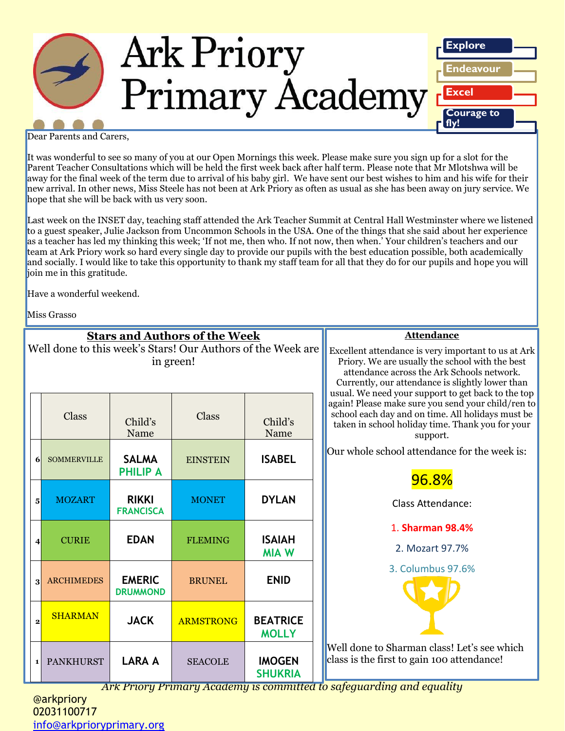# Ark Priory Primary Academy

**Explore**
**Endeavour**
**Excel**
**Courage to fly!**

Dear Parents and Carers,

It was wonderful to see so many of you at our Open Mornings this week. Please make sure you sign up for a slot for the Parent Teacher Consultations which will be held the first week back after half term. Please note that Mr Mlotshwa will be away for the final week of the term due to arrival of his baby girl. We have sent our best wishes to him and his wife for their new arrival. In other news, Miss Steele has not been at Ark Priory as often as usual as she has been away on jury service. We hope that she will be back with us very soon.

Last week on the INSET day, teaching staff attended the Ark Teacher Summit at Central Hall Westminster where we listened to a guest speaker, Julie Jackson from Uncommon Schools in the USA. One of the things that she said about her experience as a teacher has led my thinking this week; 'If not me, then who. If not now, then when.' Your children's teachers and our team at Ark Priory work so hard every single day to provide our pupils with the best education possible, both academically and socially. I would like to take this opportunity to thank my staff team for all that they do for our pupils and hope you will join me in this gratitude.

Have a wonderful weekend.

Miss Grasso

## Stars and Authors of the Week

Well done to this week's Stars! Our Authors of the Week are in green!

| | Class | Child's Name | Class | Child's Name |
|---|---|---|---|---|
| 6 | SOMMERVILLE | SALMA<br>PHILIP A | EINSTEIN | ISABEL |
| 5 | MOZART | RIKKI<br>FRANCISCA | MONET | DYLAN |
| 4 | CURIE | EDAN | FLEMING | ISAIAH<br>MIA W |
| 3 | ARCHIMEDES | EMERIC<br>DRUMMOND | BRUNEL | ENID |
| 2 | SHARMAN | JACK | ARMSTRONG | BEATRICE<br>MOLLY |
| 1 | PANKHURST | LARA A | SEACOLE | IMOGEN<br>SHUKRIA |

## Attendance

Excellent attendance is very important to us at Ark Priory. We are usually the school with the best attendance across the Ark Schools network. Currently, our attendance is slightly lower than usual. We need your support to get back to the top again! Please make sure you send your child/ren to school each day and on time. All holidays must be taken in school holiday time. Thank you for your support.

Our whole school attendance for the week is:

**96.8%**

Class Attendance:

1. **Sharman 98.4%**
2. Mozart 97.7%
3. Columbus 97.6%

Well done to Sharman class! Let's see which class is the first to gain 100 attendance!

*Ark Priory Primary Academy is committed to safeguarding and equality*

@arkpriory
02031100717
info@arkprioryprimary.org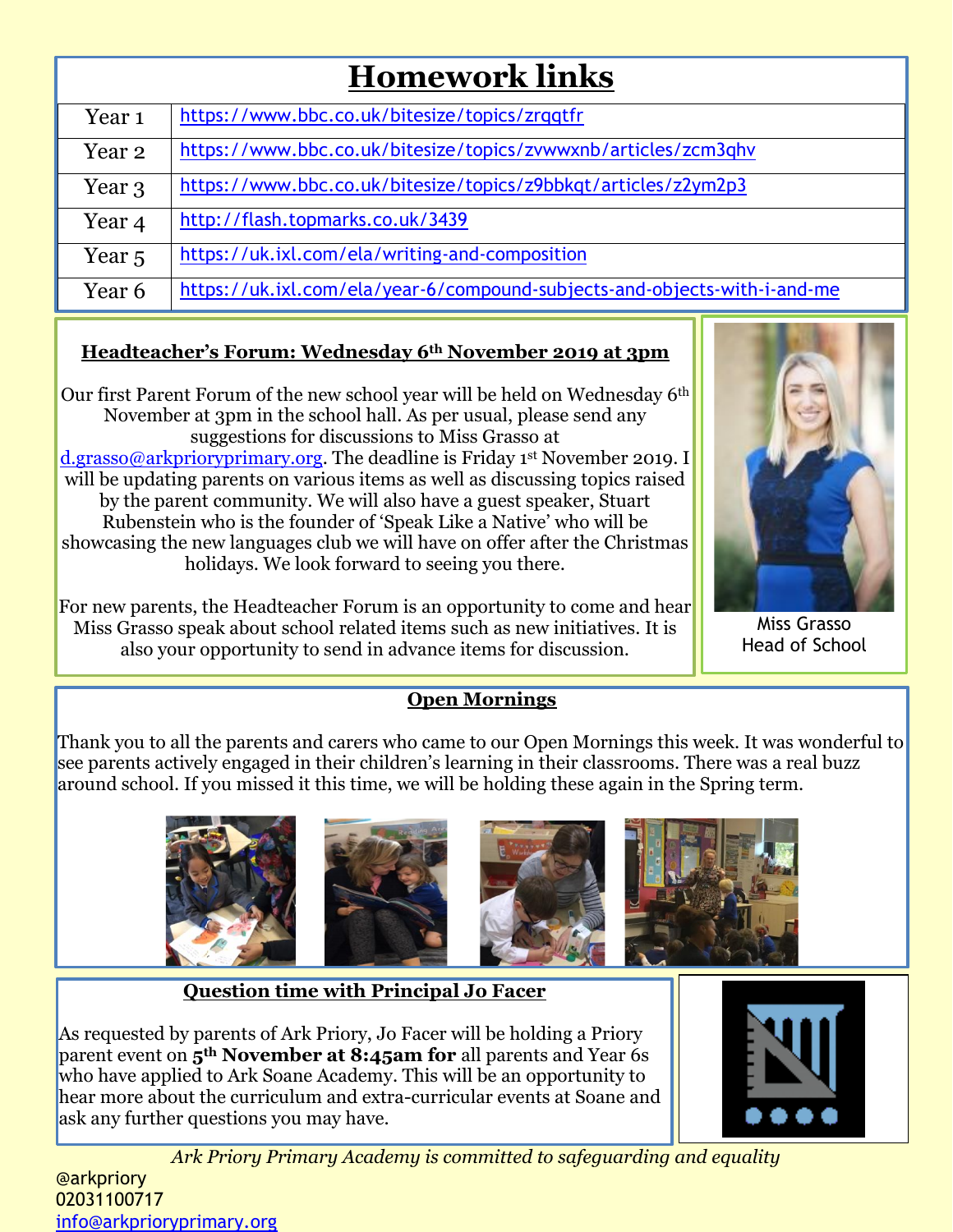# Homework links

| Year | Link |
|---|---|
| Year 1 | https://www.bbc.co.uk/bitesize/topics/zrqqtfr |
| Year 2 | https://www.bbc.co.uk/bitesize/topics/zvwwxnb/articles/zcm3qhv |
| Year 3 | https://www.bbc.co.uk/bitesize/topics/z9bbkqt/articles/z2ym2p3 |
| Year 4 | http://flash.topmarks.co.uk/3439 |
| Year 5 | https://uk.ixl.com/ela/writing-and-composition |
| Year 6 | https://uk.ixl.com/ela/year-6/compound-subjects-and-objects-with-i-and-me |

## Headteacher's Forum: Wednesday 6th November 2019 at 3pm

Our first Parent Forum of the new school year will be held on Wednesday 6th November at 3pm in the school hall. As per usual, please send any suggestions for discussions to Miss Grasso at d.grasso@arkprioryprimary.org. The deadline is Friday 1st November 2019. I will be updating parents on various items as well as discussing topics raised by the parent community. We will also have a guest speaker, Stuart Rubenstein who is the founder of 'Speak Like a Native' who will be showcasing the new languages club we will have on offer after the Christmas holidays. We look forward to seeing you there.

For new parents, the Headteacher Forum is an opportunity to come and hear Miss Grasso speak about school related items such as new initiatives. It is also your opportunity to send in advance items for discussion.

Miss Grasso
Head of School

## Open Mornings

Thank you to all the parents and carers who came to our Open Mornings this week. It was wonderful to see parents actively engaged in their children's learning in their classrooms. There was a real buzz around school. If you missed it this time, we will be holding these again in the Spring term.

## Question time with Principal Jo Facer

As requested by parents of Ark Priory, Jo Facer will be holding a Priory parent event on **5th November at 8:45am for** all parents and Year 6s who have applied to Ark Soane Academy. This will be an opportunity to hear more about the curriculum and extra-curricular events at Soane and ask any further questions you may have.

*Ark Priory Primary Academy is committed to safeguarding and equality*

@arkpriory
02031100717
info@arkprioryprimary.org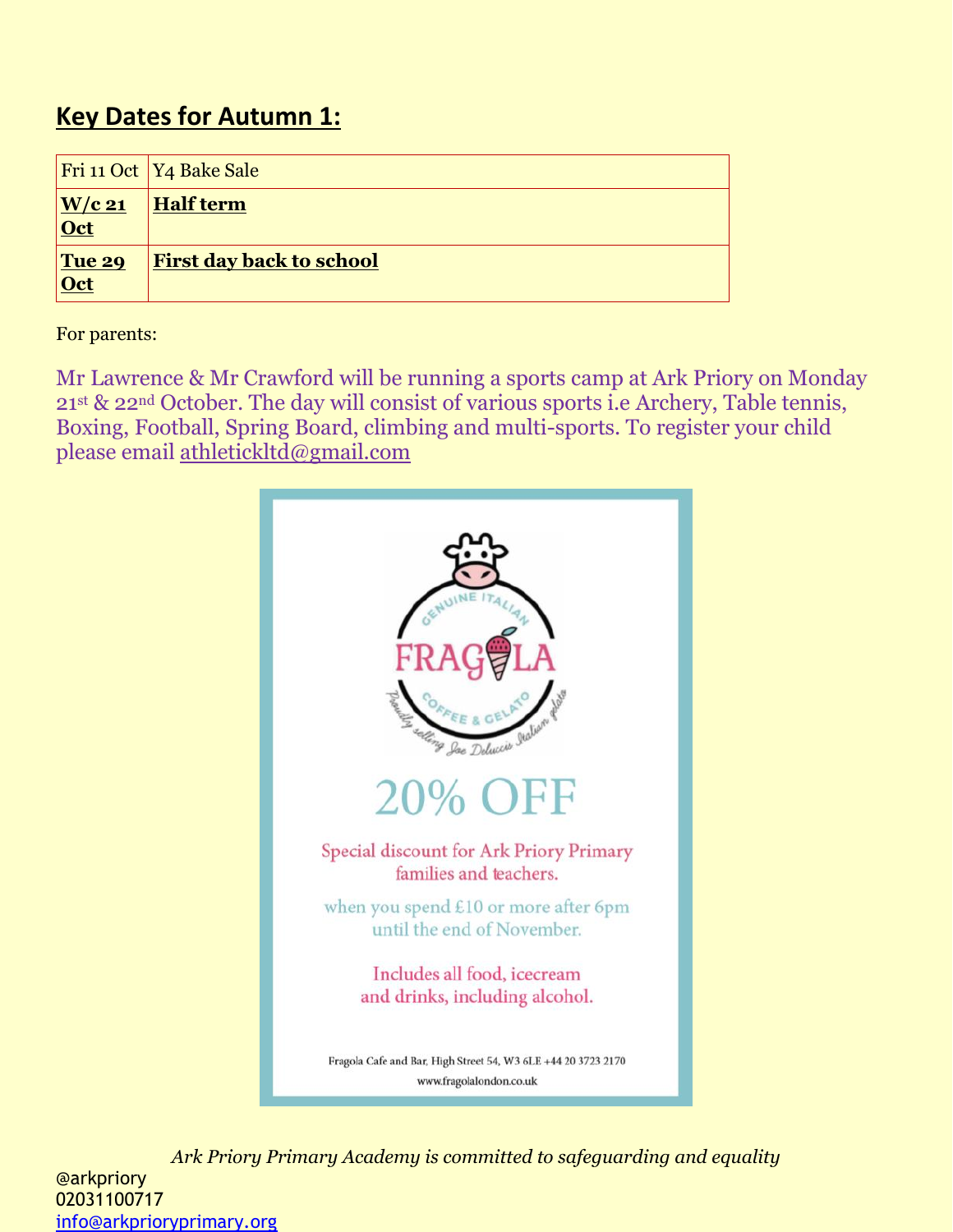## Key Dates for Autumn 1:

| Fri 11 Oct | Y4 Bake Sale |
|---|---|
| **W/c 21 Oct** | **Half term** |
| **Tue 29 Oct** | **First day back to school** |

For parents:

Mr Lawrence & Mr Crawford will be running a sports camp at Ark Priory on Monday 21st & 22nd October. The day will consist of various sports i.e Archery, Table tennis, Boxing, Football, Spring Board, climbing and multi-sports. To register your child please email athletickltd@gmail.com

GENUINE ITALIAN

FRAGOLA

COFFEE & GELATO

Proudly selling Joe Delucci's Italian gelato

20% OFF

Special discount for Ark Priory Primary families and teachers.

when you spend £10 or more after 6pm until the end of November.

Includes all food, icecream and drinks, including alcohol.

Fragola Cafe and Bar, High Street 54, W3 6LE +44 20 3723 2170

www.fragolalondon.co.uk

*Ark Priory Primary Academy is committed to safeguarding and equality*

@arkpriory
02031100717
info@arkprioryprimary.org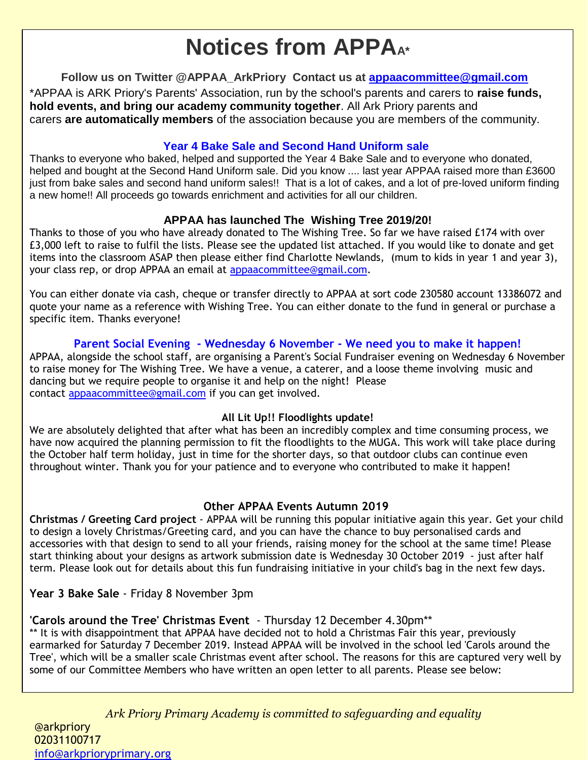# Notices from APPAA*

**Follow us on Twitter @APPAA_ArkPriory Contact us at [appaacommittee@gmail.com](mailto:appaacommittee@gmail.com)**

*APPAA is ARK Priory's Parents' Association, run by the school's parents and carers to **raise funds, hold events, and bring our academy community together**. All Ark Priory parents and carers **are automatically members** of the association because you are members of the community.

### Year 4 Bake Sale and Second Hand Uniform sale

Thanks to everyone who baked, helped and supported the Year 4 Bake Sale and to everyone who donated, helped and bought at the Second Hand Uniform sale. Did you know .... last year APPAA raised more than £3600 just from bake sales and second hand uniform sales!! That is a lot of cakes, and a lot of pre-loved uniform finding a new home!! All proceeds go towards enrichment and activities for all our children.

### APPAA has launched The Wishing Tree 2019/20!

Thanks to those of you who have already donated to The Wishing Tree. So far we have raised £174 with over £3,000 left to raise to fulfil the lists. Please see the updated list attached. If you would like to donate and get items into the classroom ASAP then please either find Charlotte Newlands, (mum to kids in year 1 and year 3), your class rep, or drop APPAA an email at [appaacommittee@gmail.com](mailto:appaacommittee@gmail.com).

You can either donate via cash, cheque or transfer directly to APPAA at sort code 230580 account 13386072 and quote your name as a reference with Wishing Tree. You can either donate to the fund in general or purchase a specific item. Thanks everyone!

### Parent Social Evening - Wednesday 6 November - We need you to make it happen!

APPAA, alongside the school staff, are organising a Parent's Social Fundraiser evening on Wednesday 6 November to raise money for The Wishing Tree. We have a venue, a caterer, and a loose theme involving music and dancing but we require people to organise it and help on the night! Please contact [appaacommittee@gmail.com](mailto:appaacommittee@gmail.com) if you can get involved.

### All Lit Up!! Floodlights update!

We are absolutely delighted that after what has been an incredibly complex and time consuming process, we have now acquired the planning permission to fit the floodlights to the MUGA. This work will take place during the October half term holiday, just in time for the shorter days, so that outdoor clubs can continue even throughout winter. Thank you for your patience and to everyone who contributed to make it happen!

### Other APPAA Events Autumn 2019

**Christmas / Greeting Card project** - APPAA will be running this popular initiative again this year. Get your child to design a lovely Christmas/Greeting card, and you can have the chance to buy personalised cards and accessories with that design to send to all your friends, raising money for the school at the same time! Please start thinking about your designs as artwork submission date is Wednesday 30 October 2019 - just after half term. Please look out for details about this fun fundraising initiative in your child's bag in the next few days.

**Year 3 Bake Sale** - Friday 8 November 3pm

**'Carols around the Tree' Christmas Event** - Thursday 12 December 4.30pm**

** It is with disappointment that APPAA have decided not to hold a Christmas Fair this year, previously earmarked for Saturday 7 December 2019. Instead APPAA will be involved in the school led 'Carols around the Tree', which will be a smaller scale Christmas event after school. The reasons for this are captured very well by some of our Committee Members who have written an open letter to all parents. Please see below: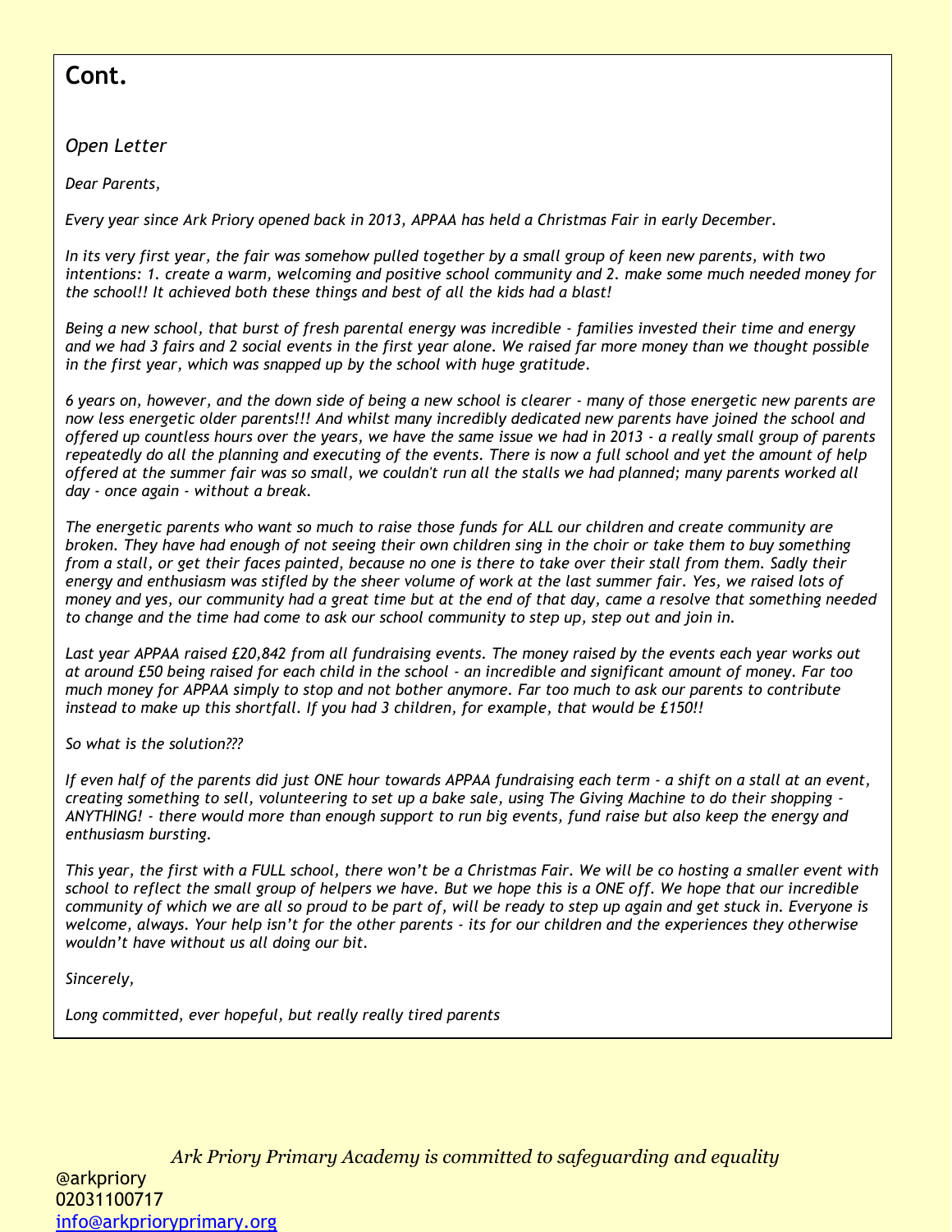## Cont.

*Open Letter*

*Dear Parents,*

*Every year since Ark Priory opened back in 2013, APPAA has held a Christmas Fair in early December.*

*In its very first year, the fair was somehow pulled together by a small group of keen new parents, with two intentions: 1. create a warm, welcoming and positive school community and 2. make some much needed money for the school!! It achieved both these things and best of all the kids had a blast!*

*Being a new school, that burst of fresh parental energy was incredible - families invested their time and energy and we had 3 fairs and 2 social events in the first year alone. We raised far more money than we thought possible in the first year, which was snapped up by the school with huge gratitude.*

*6 years on, however, and the down side of being a new school is clearer - many of those energetic new parents are now less energetic older parents!!! And whilst many incredibly dedicated new parents have joined the school and offered up countless hours over the years, we have the same issue we had in 2013 - a really small group of parents repeatedly do all the planning and executing of the events. There is now a full school and yet the amount of help offered at the summer fair was so small, we couldn't run all the stalls we had planned; many parents worked all day - once again - without a break.*

*The energetic parents who want so much to raise those funds for ALL our children and create community are broken. They have had enough of not seeing their own children sing in the choir or take them to buy something from a stall, or get their faces painted, because no one is there to take over their stall from them. Sadly their energy and enthusiasm was stifled by the sheer volume of work at the last summer fair. Yes, we raised lots of money and yes, our community had a great time but at the end of that day, came a resolve that something needed to change and the time had come to ask our school community to step up, step out and join in.*

*Last year APPAA raised £20,842 from all fundraising events. The money raised by the events each year works out at around £50 being raised for each child in the school - an incredible and significant amount of money. Far too much money for APPAA simply to stop and not bother anymore. Far too much to ask our parents to contribute instead to make up this shortfall. If you had 3 children, for example, that would be £150!!*

*So what is the solution???*

*If even half of the parents did just ONE hour towards APPAA fundraising each term - a shift on a stall at an event, creating something to sell, volunteering to set up a bake sale, using The Giving Machine to do their shopping - ANYTHING! - there would more than enough support to run big events, fund raise but also keep the energy and enthusiasm bursting.*

*This year, the first with a FULL school, there won't be a Christmas Fair. We will be co hosting a smaller event with school to reflect the small group of helpers we have. But we hope this is a ONE off. We hope that our incredible community of which we are all so proud to be part of, will be ready to step up again and get stuck in. Everyone is welcome, always. Your help isn't for the other parents - its for our children and the experiences they otherwise wouldn't have without us all doing our bit.*

*Sincerely,*

*Long committed, ever hopeful, but really really tired parents*

*Ark Priory Primary Academy is committed to safeguarding and equality*

@arkpriory
02031100717
info@arkprioryprimary.org